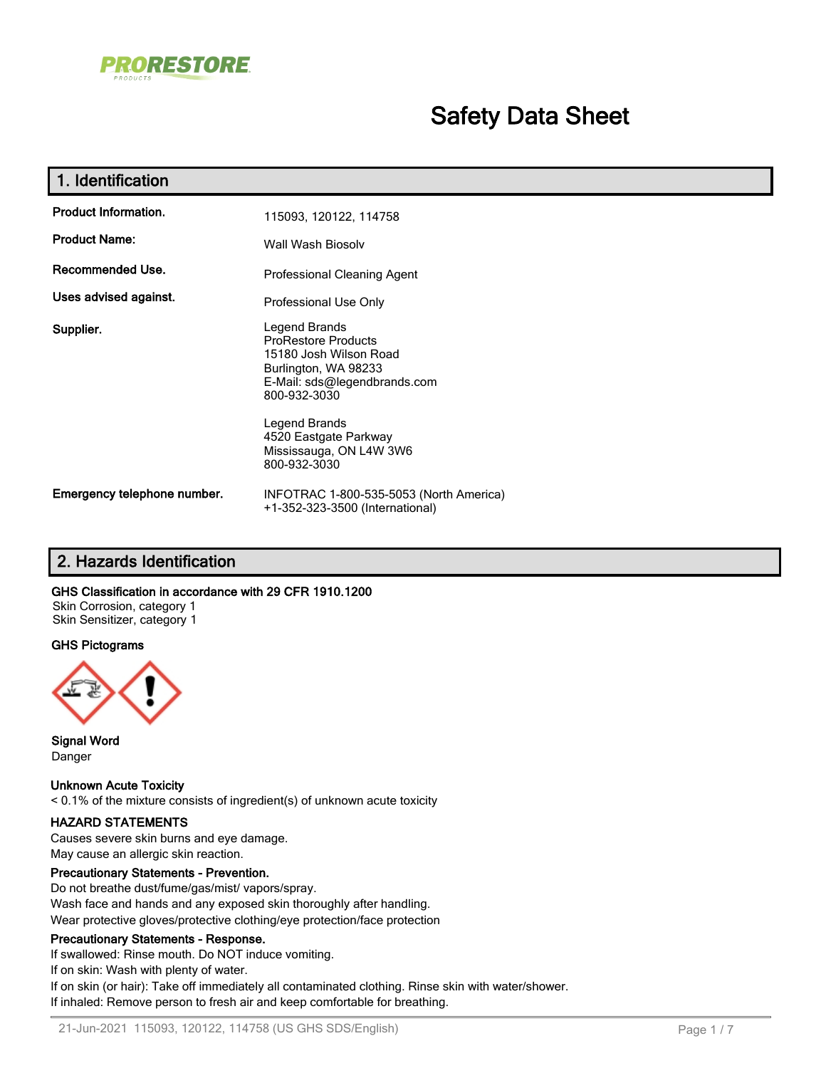# Safety Data Sheet

## 1. Identification

| | |
|---|---|
| **Product Information.** | 115093, 120122, 114758 |
| **Product Name:** | Wall Wash Biosolv |
| **Recommended Use.** | Professional Cleaning Agent |
| **Uses advised against.** | Professional Use Only |
| **Supplier.** | Legend Brands<br>ProRestore Products<br>15180 Josh Wilson Road<br>Burlington, WA 98233<br>E-Mail: sds@legendbrands.com<br>800-932-3030<br><br>Legend Brands<br>4520 Eastgate Parkway<br>Mississauga, ON L4W 3W6<br>800-932-3030 |
| **Emergency telephone number.** | INFOTRAC 1-800-535-5053 (North America)<br>+1-352-323-3500 (International) |

## 2. Hazards Identification

**GHS Classification in accordance with 29 CFR 1910.1200**

Skin Corrosion, category 1
Skin Sensitizer, category 1

**GHS Pictograms**

**Signal Word**

Danger

**Unknown Acute Toxicity**

< 0.1% of the mixture consists of ingredient(s) of unknown acute toxicity

**HAZARD STATEMENTS**

Causes severe skin burns and eye damage.
May cause an allergic skin reaction.

**Precautionary Statements - Prevention.**

Do not breathe dust/fume/gas/mist/ vapors/spray.
Wash face and hands and any exposed skin thoroughly after handling.
Wear protective gloves/protective clothing/eye protection/face protection

**Precautionary Statements - Response.**

If swallowed: Rinse mouth. Do NOT induce vomiting.
If on skin: Wash with plenty of water.
If on skin (or hair): Take off immediately all contaminated clothing. Rinse skin with water/shower.
If inhaled: Remove person to fresh air and keep comfortable for breathing.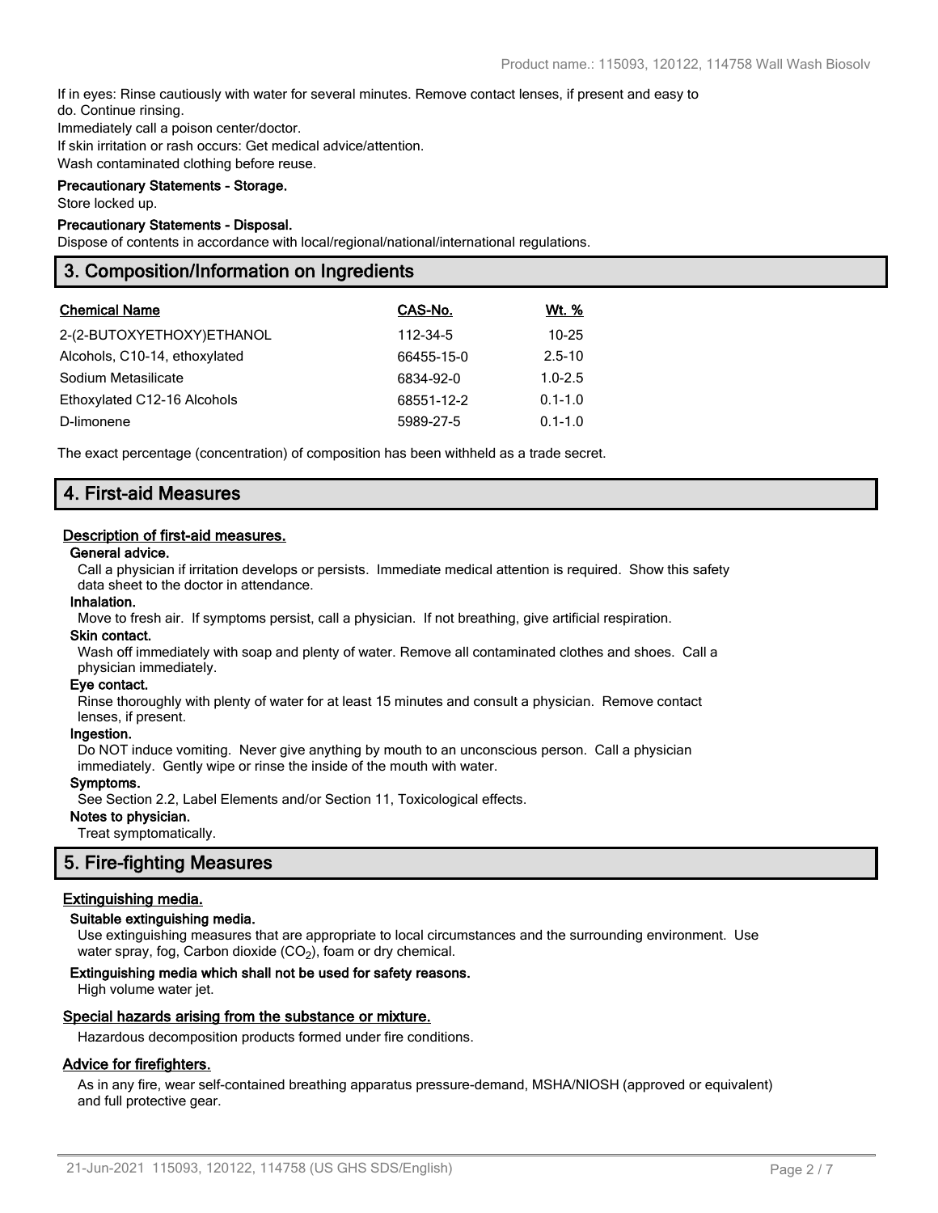If in eyes: Rinse cautiously with water for several minutes. Remove contact lenses, if present and easy to do. Continue rinsing.
Immediately call a poison center/doctor.
If skin irritation or rash occurs: Get medical advice/attention.
Wash contaminated clothing before reuse.

**Precautionary Statements - Storage.**
Store locked up.

**Precautionary Statements - Disposal.**
Dispose of contents in accordance with local/regional/national/international regulations.

## 3. Composition/Information on Ingredients

| Chemical Name | CAS-No. | Wt. % |
| --- | --- | --- |
| 2-(2-BUTOXYETHOXY)ETHANOL | 112-34-5 | 10-25 |
| Alcohols, C10-14, ethoxylated | 66455-15-0 | 2.5-10 |
| Sodium Metasilicate | 6834-92-0 | 1.0-2.5 |
| Ethoxylated C12-16 Alcohols | 68551-12-2 | 0.1-1.0 |
| D-limonene | 5989-27-5 | 0.1-1.0 |

The exact percentage (concentration) of composition has been withheld as a trade secret.

## 4. First-aid Measures

### Description of first-aid measures.

**General advice.**
Call a physician if irritation develops or persists. Immediate medical attention is required. Show this safety data sheet to the doctor in attendance.

**Inhalation.**
Move to fresh air. If symptoms persist, call a physician. If not breathing, give artificial respiration.

**Skin contact.**
Wash off immediately with soap and plenty of water. Remove all contaminated clothes and shoes. Call a physician immediately.

**Eye contact.**
Rinse thoroughly with plenty of water for at least 15 minutes and consult a physician. Remove contact lenses, if present.

**Ingestion.**
Do NOT induce vomiting. Never give anything by mouth to an unconscious person. Call a physician immediately. Gently wipe or rinse the inside of the mouth with water.

**Symptoms.**
See Section 2.2, Label Elements and/or Section 11, Toxicological effects.

**Notes to physician.**
Treat symptomatically.

## 5. Fire-fighting Measures

### Extinguishing media.

**Suitable extinguishing media.**
Use extinguishing measures that are appropriate to local circumstances and the surrounding environment. Use water spray, fog, Carbon dioxide ($CO_2$), foam or dry chemical.

**Extinguishing media which shall not be used for safety reasons.**
High volume water jet.

### Special hazards arising from the substance or mixture.

Hazardous decomposition products formed under fire conditions.

### Advice for firefighters.

As in any fire, wear self-contained breathing apparatus pressure-demand, MSHA/NIOSH (approved or equivalent) and full protective gear.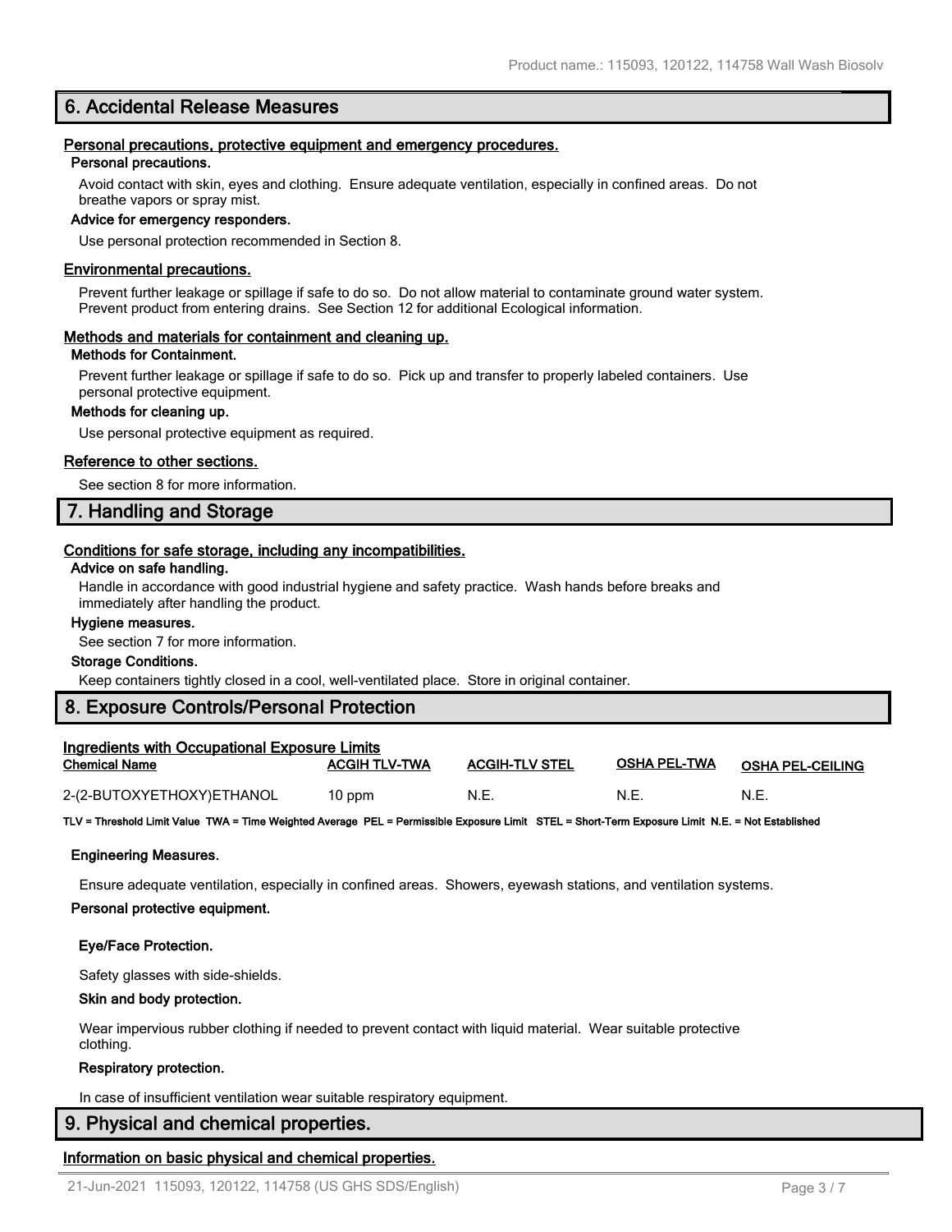## 6. Accidental Release Measures

### Personal precautions, protective equipment and emergency procedures.

**Personal precautions.**

Avoid contact with skin, eyes and clothing. Ensure adequate ventilation, especially in confined areas. Do not breathe vapors or spray mist.

**Advice for emergency responders.**

Use personal protection recommended in Section 8.

### Environmental precautions.

Prevent further leakage or spillage if safe to do so. Do not allow material to contaminate ground water system. Prevent product from entering drains. See Section 12 for additional Ecological information.

### Methods and materials for containment and cleaning up.

**Methods for Containment.**

Prevent further leakage or spillage if safe to do so. Pick up and transfer to properly labeled containers. Use personal protective equipment.

**Methods for cleaning up.**

Use personal protective equipment as required.

### Reference to other sections.

See section 8 for more information.

## 7. Handling and Storage

### Conditions for safe storage, including any incompatibilities.

**Advice on safe handling.**

Handle in accordance with good industrial hygiene and safety practice. Wash hands before breaks and immediately after handling the product.

**Hygiene measures.**

See section 7 for more information.

**Storage Conditions.**

Keep containers tightly closed in a cool, well-ventilated place. Store in original container.

## 8. Exposure Controls/Personal Protection

### Ingredients with Occupational Exposure Limits

| Chemical Name | ACGIH TLV-TWA | ACGIH-TLV STEL | OSHA PEL-TWA | OSHA PEL-CEILING |
|---|---|---|---|---|
| 2-(2-BUTOXYETHOXY)ETHANOL | 10 ppm | N.E. | N.E. | N.E. |

**TLV = Threshold Limit Value TWA = Time Weighted Average PEL = Permissible Exposure Limit STEL = Short-Term Exposure Limit N.E. = Not Established**

**Engineering Measures.**

Ensure adequate ventilation, especially in confined areas. Showers, eyewash stations, and ventilation systems.

**Personal protective equipment.**

**Eye/Face Protection.**

Safety glasses with side-shields.

**Skin and body protection.**

Wear impervious rubber clothing if needed to prevent contact with liquid material. Wear suitable protective clothing.

**Respiratory protection.**

In case of insufficient ventilation wear suitable respiratory equipment.

## 9. Physical and chemical properties.

### Information on basic physical and chemical properties.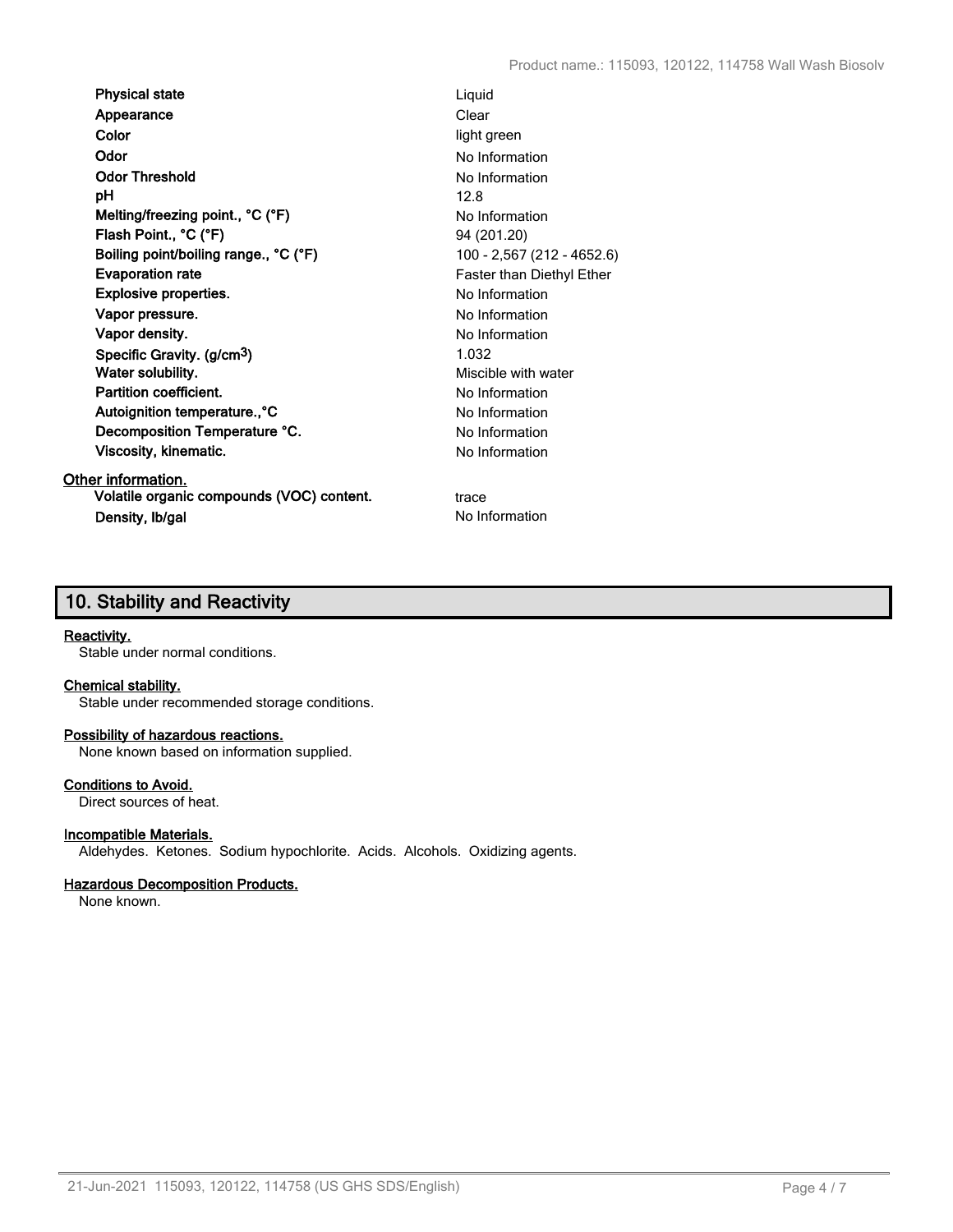| | |
|---|---|
| **Physical state** | Liquid |
| **Appearance** | Clear |
| **Color** | light green |
| **Odor** | No Information |
| **Odor Threshold** | No Information |
| **pH** | 12.8 |
| **Melting/freezing point., °C (°F)** | No Information |
| **Flash Point., °C (°F)** | 94 (201.20) |
| **Boiling point/boiling range., °C (°F)** | 100 - 2,567 (212 - 4652.6) |
| **Evaporation rate** | Faster than Diethyl Ether |
| **Explosive properties.** | No Information |
| **Vapor pressure.** | No Information |
| **Vapor density.** | No Information |
| **Specific Gravity. (g/cm$^3$)** | 1.032 |
| **Water solubility.** | Miscible with water |
| **Partition coefficient.** | No Information |
| **Autoignition temperature.,°C** | No Information |
| **Decomposition Temperature °C.** | No Information |
| **Viscosity, kinematic.** | No Information |

**Other information.**

| | |
|---|---|
| **Volatile organic compounds (VOC) content.** | trace |
| **Density, lb/gal** | No Information |

## 10. Stability and Reactivity

**Reactivity.**
Stable under normal conditions.

**Chemical stability.**
Stable under recommended storage conditions.

**Possibility of hazardous reactions.**
None known based on information supplied.

**Conditions to Avoid.**
Direct sources of heat.

**Incompatible Materials.**
Aldehydes. Ketones. Sodium hypochlorite. Acids. Alcohols. Oxidizing agents.

**Hazardous Decomposition Products.**
None known.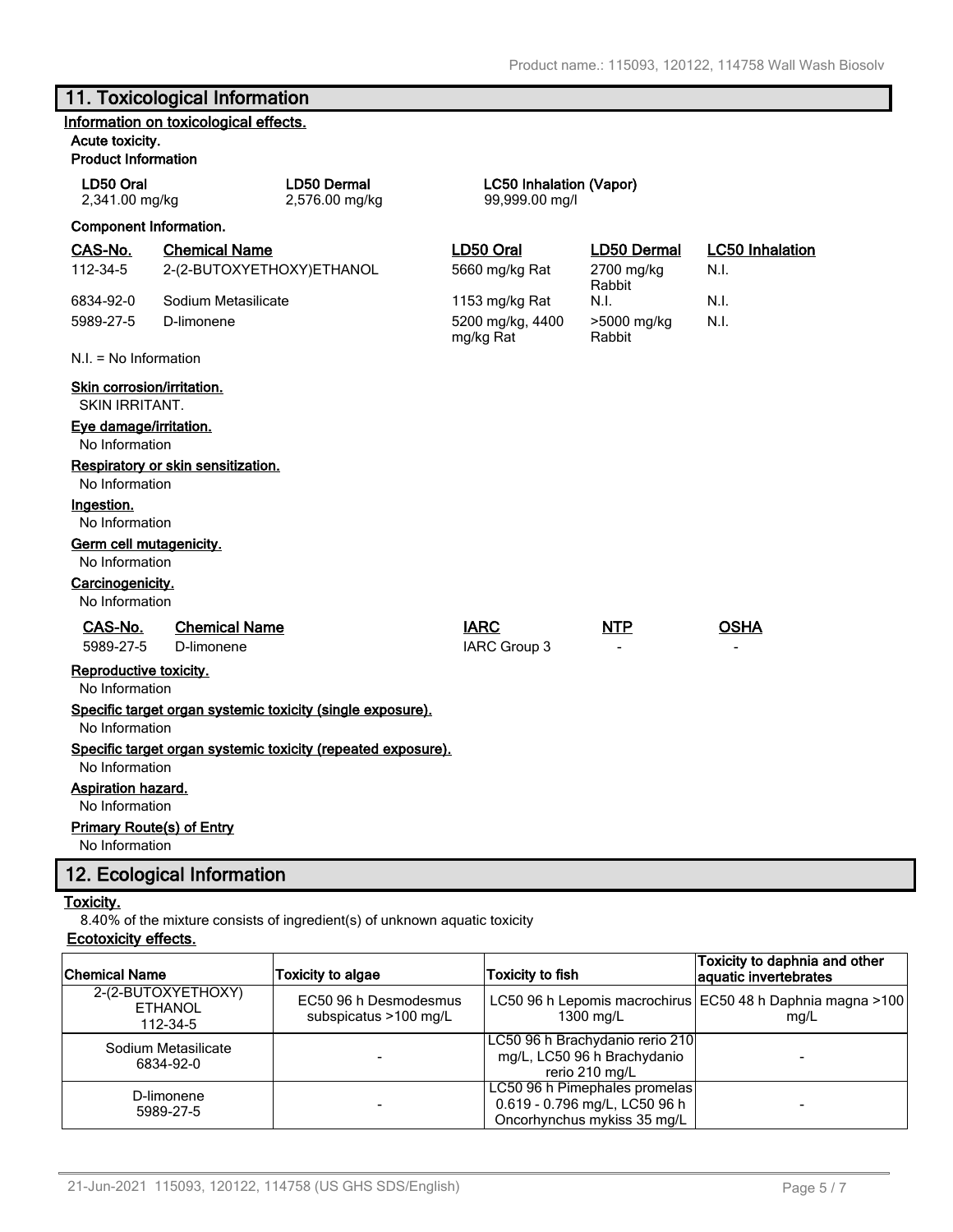## 11. Toxicological Information

**Information on toxicological effects.**

**Acute toxicity.**

**Product Information**

| LD50 Oral | LD50 Dermal | LC50 Inhalation (Vapor) |
|---|---|---|
| 2,341.00 mg/kg | 2,576.00 mg/kg | 99,999.00 mg/l |

**Component Information.**

| CAS-No. | Chemical Name | LD50 Oral | LD50 Dermal | LC50 Inhalation |
|---|---|---|---|---|
| 112-34-5 | 2-(2-BUTOXYETHOXY)ETHANOL | 5660 mg/kg Rat | 2700 mg/kg Rabbit | N.I. |
| 6834-92-0 | Sodium Metasilicate | 1153 mg/kg Rat | N.I. | N.I. |
| 5989-27-5 | D-limonene | 5200 mg/kg, 4400 mg/kg Rat | >5000 mg/kg Rabbit | N.I. |

N.I. = No Information

**Skin corrosion/irritation.**

SKIN IRRITANT.

**Eye damage/irritation.**

No Information

**Respiratory or skin sensitization.**

No Information

**Ingestion.**

No Information

**Germ cell mutagenicity.**

No Information

**Carcinogenicity.**

No Information

| CAS-No. | Chemical Name | IARC | NTP | OSHA |
|---|---|---|---|---|
| 5989-27-5 | D-limonene | IARC Group 3 | - | - |

**Reproductive toxicity.**

No Information

**Specific target organ systemic toxicity (single exposure).**

No Information

**Specific target organ systemic toxicity (repeated exposure).**

No Information

**Aspiration hazard.**

No Information

**Primary Route(s) of Entry**

No Information

## 12. Ecological Information

**Toxicity.**

8.40% of the mixture consists of ingredient(s) of unknown aquatic toxicity

**Ecotoxicity effects.**

| Chemical Name | Toxicity to algae | Toxicity to fish | Toxicity to daphnia and other aquatic invertebrates |
|---|---|---|---|
| 2-(2-BUTOXYETHOXY) ETHANOL 112-34-5 | EC50 96 h Desmodesmus subspicatus >100 mg/L | LC50 96 h Lepomis macrochirus 1300 mg/L | EC50 48 h Daphnia magna >100 mg/L |
| Sodium Metasilicate 6834-92-0 | - | LC50 96 h Brachydanio rerio 210 mg/L, LC50 96 h Brachydanio rerio 210 mg/L | - |
| D-limonene 5989-27-5 | - | LC50 96 h Pimephales promelas 0.619 - 0.796 mg/L, LC50 96 h Oncorhynchus mykiss 35 mg/L | - |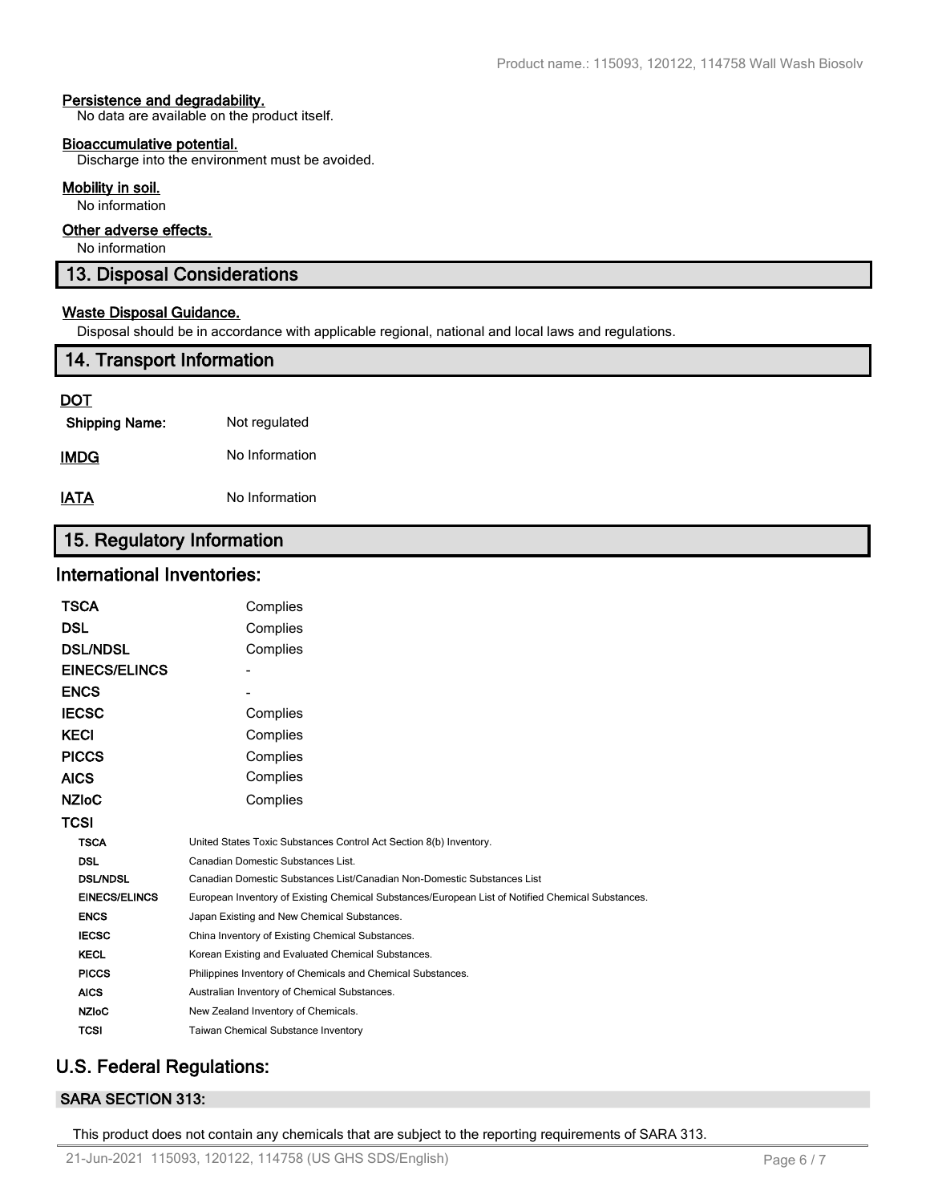**Persistence and degradability.**

No data are available on the product itself.

**Bioaccumulative potential.**

Discharge into the environment must be avoided.

**Mobility in soil.**

No information

**Other adverse effects.**

No information

## 13. Disposal Considerations

**Waste Disposal Guidance.**

Disposal should be in accordance with applicable regional, national and local laws and regulations.

## 14. Transport Information

**DOT**

| | |
|---|---|
| **Shipping Name:** | Not regulated |
| **IMDG** | No Information |
| **IATA** | No Information |

## 15. Regulatory Information

### International Inventories:

| | |
|---|---|
| **TSCA** | Complies |
| **DSL** | Complies |
| **DSL/NDSL** | Complies |
| **EINECS/ELINCS** | - |
| **ENCS** | - |
| **IECSC** | Complies |
| **KECI** | Complies |
| **PICCS** | Complies |
| **AICS** | Complies |
| **NZIoC** | Complies |
| **TCSI** | |

| | |
|---|---|
| **TSCA** | United States Toxic Substances Control Act Section 8(b) Inventory. |
| **DSL** | Canadian Domestic Substances List. |
| **DSL/NDSL** | Canadian Domestic Substances List/Canadian Non-Domestic Substances List |
| **EINECS/ELINCS** | European Inventory of Existing Chemical Substances/European List of Notified Chemical Substances. |
| **ENCS** | Japan Existing and New Chemical Substances. |
| **IECSC** | China Inventory of Existing Chemical Substances. |
| **KECL** | Korean Existing and Evaluated Chemical Substances. |
| **PICCS** | Philippines Inventory of Chemicals and Chemical Substances. |
| **AICS** | Australian Inventory of Chemical Substances. |
| **NZIoC** | New Zealand Inventory of Chemicals. |
| **TCSI** | Taiwan Chemical Substance Inventory |

### U.S. Federal Regulations:

**SARA SECTION 313:**

This product does not contain any chemicals that are subject to the reporting requirements of SARA 313.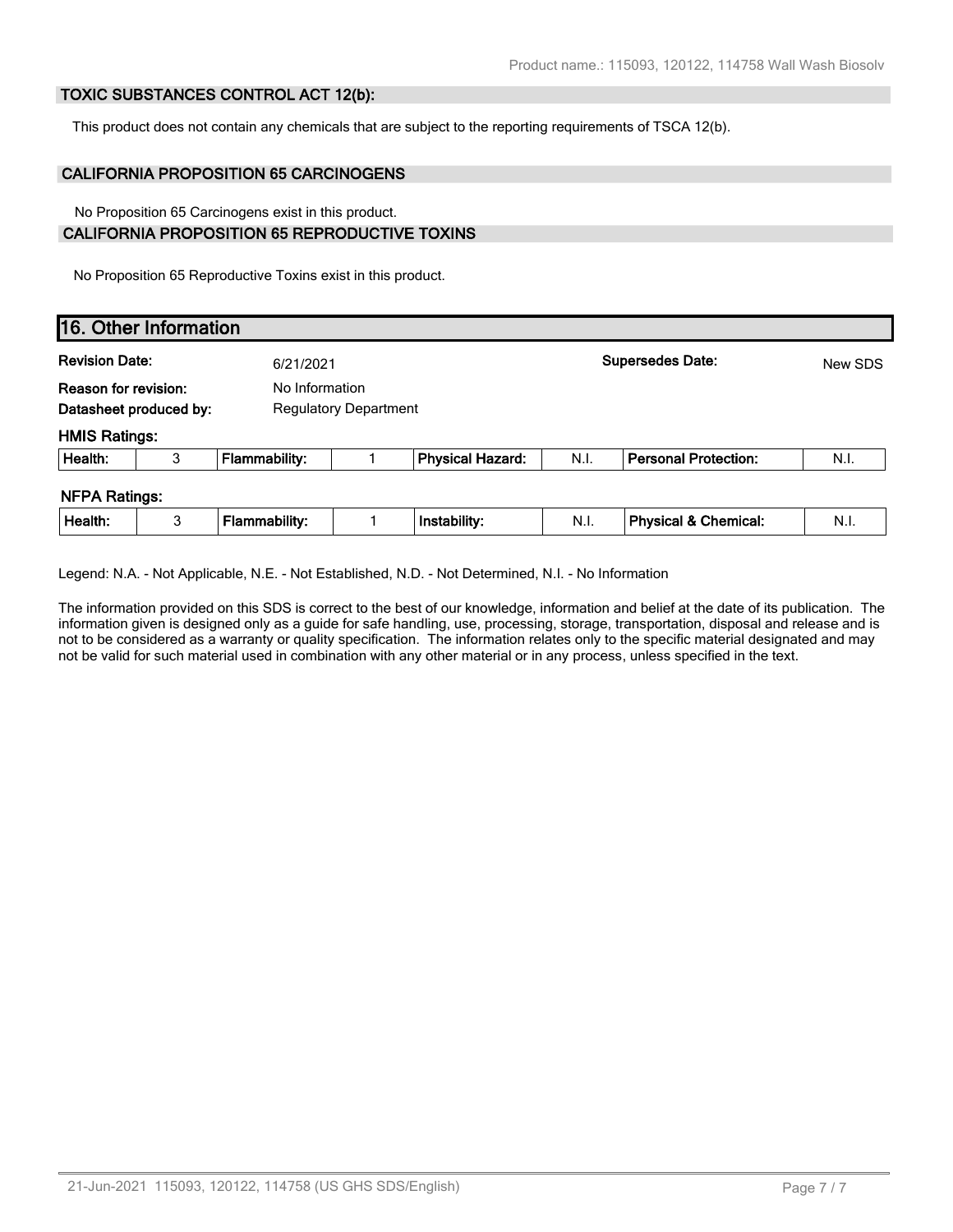### TOXIC SUBSTANCES CONTROL ACT 12(b):

This product does not contain any chemicals that are subject to the reporting requirements of TSCA 12(b).

### CALIFORNIA PROPOSITION 65 CARCINOGENS

No Proposition 65 Carcinogens exist in this product.

### CALIFORNIA PROPOSITION 65 REPRODUCTIVE TOXINS

No Proposition 65 Reproductive Toxins exist in this product.

## 16. Other Information

**Revision Date:** 6/21/2021 **Supersedes Date:** New SDS

**Reason for revision:** No Information

**Datasheet produced by:** Regulatory Department

**HMIS Ratings:**

| | | | | | | | |
|---|---|---|---|---|---|---|---|
| **Health:** | 3 | **Flammability:** | 1 | **Physical Hazard:** | N.I. | **Personal Protection:** | N.I. |

**NFPA Ratings:**

| | | | | | | | |
|---|---|---|---|---|---|---|---|
| **Health:** | 3 | **Flammability:** | 1 | **Instability:** | N.I. | **Physical & Chemical:** | N.I. |

Legend: N.A. - Not Applicable, N.E. - Not Established, N.D. - Not Determined, N.I. - No Information

The information provided on this SDS is correct to the best of our knowledge, information and belief at the date of its publication. The information given is designed only as a guide for safe handling, use, processing, storage, transportation, disposal and release and is not to be considered as a warranty or quality specification. The information relates only to the specific material designated and may not be valid for such material used in combination with any other material or in any process, unless specified in the text.